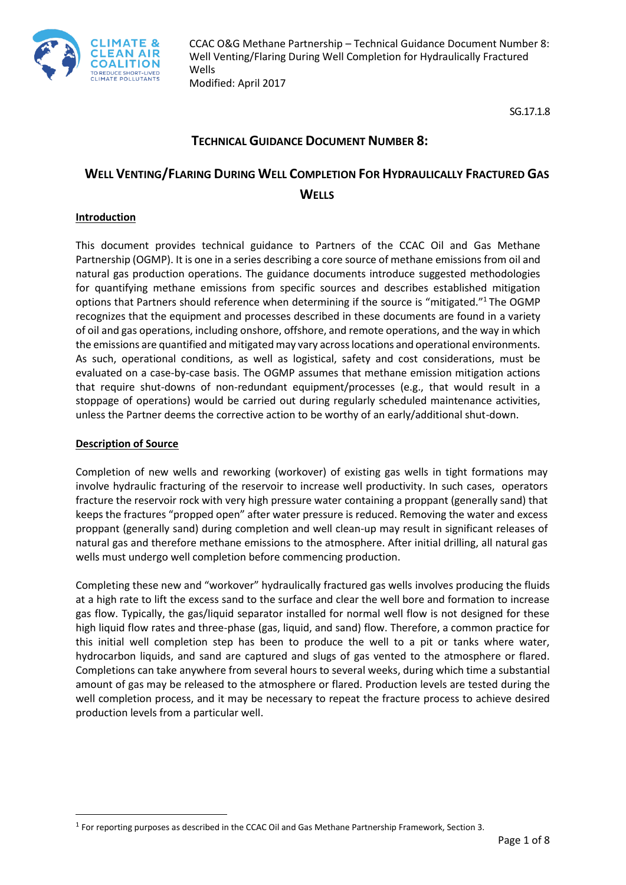SG.17.1.8

# TECHNICAL GUIDANCE DOCUMENT NUMBER 8:

# WELL VENTING/FLARING DURING WELL COMPLETION FOR HYDRAULICALLY FRACTURED GAS WELLS

## Introduction

This document provides technical guidance to Partners of the CCAC Oil and Gas Methane Partnership (OGMP). It is one in a series describing a core source of methane emissions from oil and natural gas production operations. The guidance documents introduce suggested methodologies for quantifying methane emissions from specific sources and describes established mitigation options that Partners should reference when determining if the source is "mitigated."[1] The OGMP recognizes that the equipment and processes described in these documents are found in a variety of oil and gas operations, including onshore, offshore, and remote operations, and the way in which the emissions are quantified and mitigated may vary across locations and operational environments. As such, operational conditions, as well as logistical, safety and cost considerations, must be evaluated on a case-by-case basis. The OGMP assumes that methane emission mitigation actions that require shut-downs of non-redundant equipment/processes (e.g., that would result in a stoppage of operations) would be carried out during regularly scheduled maintenance activities, unless the Partner deems the corrective action to be worthy of an early/additional shut-down.

## Description of Source

Completion of new wells and reworking (workover) of existing gas wells in tight formations may involve hydraulic fracturing of the reservoir to increase well productivity. In such cases, operators fracture the reservoir rock with very high pressure water containing a proppant (generally sand) that keeps the fractures "propped open" after water pressure is reduced. Removing the water and excess proppant (generally sand) during completion and well clean-up may result in significant releases of natural gas and therefore methane emissions to the atmosphere. After initial drilling, all natural gas wells must undergo well completion before commencing production.

Completing these new and "workover" hydraulically fractured gas wells involves producing the fluids at a high rate to lift the excess sand to the surface and clear the well bore and formation to increase gas flow. Typically, the gas/liquid separator installed for normal well flow is not designed for these high liquid flow rates and three-phase (gas, liquid, and sand) flow. Therefore, a common practice for this initial well completion step has been to produce the well to a pit or tanks where water, hydrocarbon liquids, and sand are captured and slugs of gas vented to the atmosphere or flared. Completions can take anywhere from several hours to several weeks, during which time a substantial amount of gas may be released to the atmosphere or flared. Production levels are tested during the well completion process, and it may be necessary to repeat the fracture process to achieve desired production levels from a particular well.

[1] For reporting purposes as described in the CCAC Oil and Gas Methane Partnership Framework, Section 3.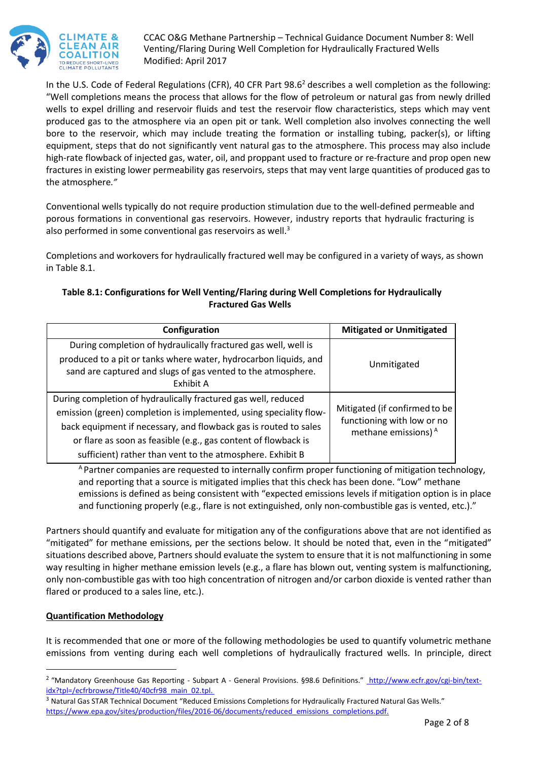In the U.S. Code of Federal Regulations (CFR), 40 CFR Part 98.6[2] describes a well completion as the following: "Well completions means the process that allows for the flow of petroleum or natural gas from newly drilled wells to expel drilling and reservoir fluids and test the reservoir flow characteristics, steps which may vent produced gas to the atmosphere via an open pit or tank. Well completion also involves connecting the well bore to the reservoir, which may include treating the formation or installing tubing, packer(s), or lifting equipment, steps that do not significantly vent natural gas to the atmosphere. This process may also include high-rate flowback of injected gas, water, oil, and proppant used to fracture or re-fracture and prop open new fractures in existing lower permeability gas reservoirs, steps that may vent large quantities of produced gas to the atmosphere."

Conventional wells typically do not require production stimulation due to the well-defined permeable and porous formations in conventional gas reservoirs. However, industry reports that hydraulic fracturing is also performed in some conventional gas reservoirs as well.[3]

Completions and workovers for hydraulically fractured well may be configured in a variety of ways, as shown in Table 8.1.

**Table 8.1: Configurations for Well Venting/Flaring during Well Completions for Hydraulically Fractured Gas Wells**

| Configuration | Mitigated or Unmitigated |
|---|---|
| During completion of hydraulically fractured gas well, well is produced to a pit or tanks where water, hydrocarbon liquids, and sand are captured and slugs of gas vented to the atmosphere. Exhibit A | Unmitigated |
| During completion of hydraulically fractured gas well, reduced emission (green) completion is implemented, using speciality flow-back equipment if necessary, and flowback gas is routed to sales or flare as soon as feasible (e.g., gas content of flowback is sufficient) rather than vent to the atmosphere. Exhibit B | Mitigated (if confirmed to be functioning with low or no methane emissions) [A] |

[A] Partner companies are requested to internally confirm proper functioning of mitigation technology, and reporting that a source is mitigated implies that this check has been done. "Low" methane emissions is defined as being consistent with "expected emissions levels if mitigation option is in place and functioning properly (e.g., flare is not extinguished, only non-combustible gas is vented, etc.)."

Partners should quantify and evaluate for mitigation any of the configurations above that are not identified as "mitigated" for methane emissions, per the sections below. It should be noted that, even in the "mitigated" situations described above, Partners should evaluate the system to ensure that it is not malfunctioning in some way resulting in higher methane emission levels (e.g., a flare has blown out, venting system is malfunctioning, only non-combustible gas with too high concentration of nitrogen and/or carbon dioxide is vented rather than flared or produced to a sales line, etc.).

**Quantification Methodology**

It is recommended that one or more of the following methodologies be used to quantify volumetric methane emissions from venting during each well completions of hydraulically fractured wells. In principle, direct

[2] "Mandatory Greenhouse Gas Reporting - Subpart A - General Provisions. §98.6 Definitions." http://www.ecfr.gov/cgi-bin/text-idx?tpl=/ecfrbrowse/Title40/40cfr98_main_02.tpl.

[3] Natural Gas STAR Technical Document "Reduced Emissions Completions for Hydraulically Fractured Natural Gas Wells." https://www.epa.gov/sites/production/files/2016-06/documents/reduced_emissions_completions.pdf.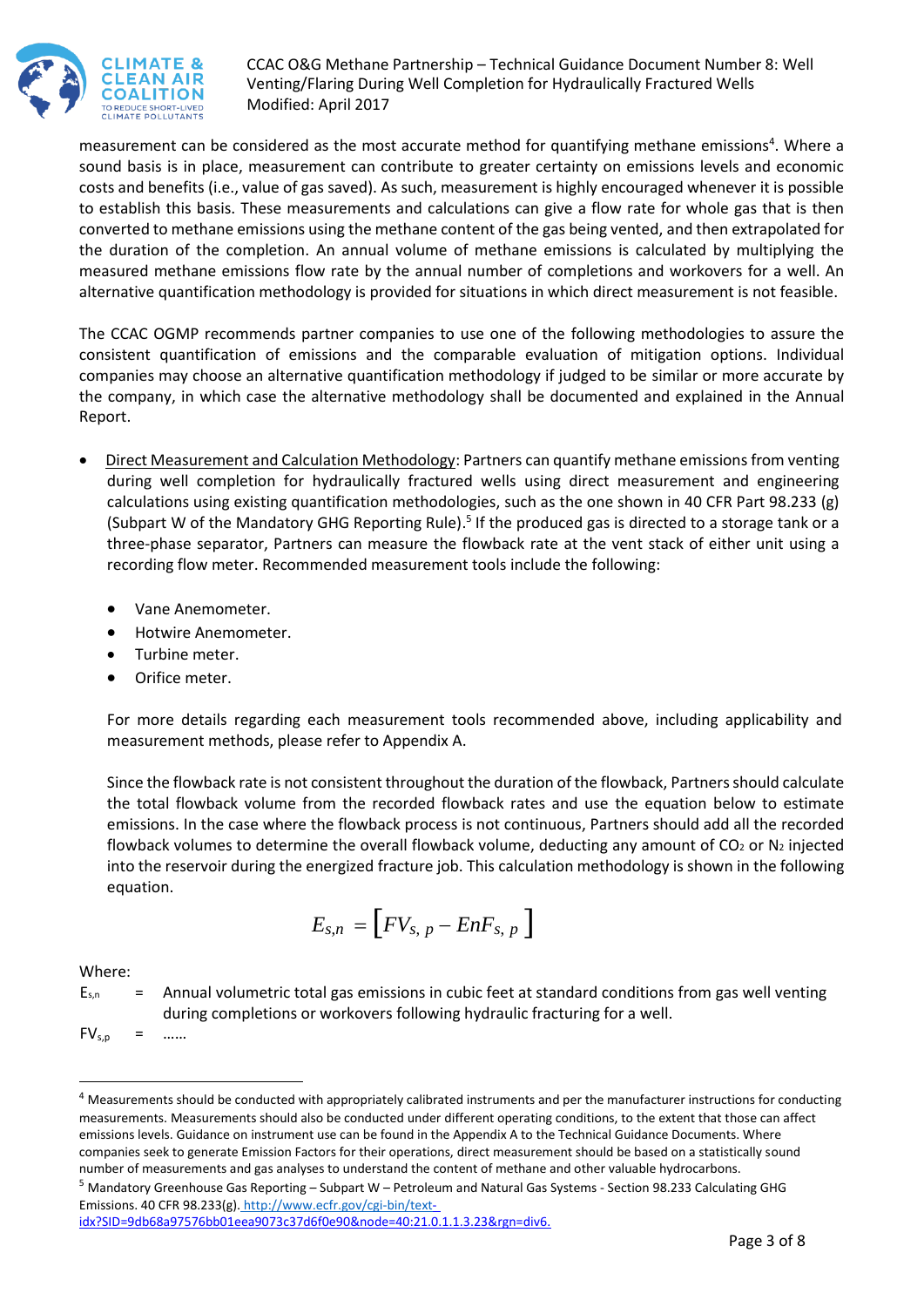measurement can be considered as the most accurate method for quantifying methane emissions[4]. Where a sound basis is in place, measurement can contribute to greater certainty on emissions levels and economic costs and benefits (i.e., value of gas saved). As such, measurement is highly encouraged whenever it is possible to establish this basis. These measurements and calculations can give a flow rate for whole gas that is then converted to methane emissions using the methane content of the gas being vented, and then extrapolated for the duration of the completion. An annual volume of methane emissions is calculated by multiplying the measured methane emissions flow rate by the annual number of completions and workovers for a well. An alternative quantification methodology is provided for situations in which direct measurement is not feasible.

The CCAC OGMP recommends partner companies to use one of the following methodologies to assure the consistent quantification of emissions and the comparable evaluation of mitigation options. Individual companies may choose an alternative quantification methodology if judged to be similar or more accurate by the company, in which case the alternative methodology shall be documented and explained in the Annual Report.

- Direct Measurement and Calculation Methodology: Partners can quantify methane emissions from venting during well completion for hydraulically fractured wells using direct measurement and engineering calculations using existing quantification methodologies, such as the one shown in 40 CFR Part 98.233 (g) (Subpart W of the Mandatory GHG Reporting Rule).[5] If the produced gas is directed to a storage tank or a three-phase separator, Partners can measure the flowback rate at the vent stack of either unit using a recording flow meter. Recommended measurement tools include the following:

  - Vane Anemometer.
  - Hotwire Anemometer.
  - Turbine meter.
  - Orifice meter.

  For more details regarding each measurement tools recommended above, including applicability and measurement methods, please refer to Appendix A.

  Since the flowback rate is not consistent throughout the duration of the flowback, Partners should calculate the total flowback volume from the recorded flowback rates and use the equation below to estimate emissions. In the case where the flowback process is not continuous, Partners should add all the recorded flowback volumes to determine the overall flowback volume, deducting any amount of $CO_2$ or $N_2$ injected into the reservoir during the energized fracture job. This calculation methodology is shown in the following equation.

$$E_{s,n} = \left[ FV_{s,\,p} - EnF_{s,\,p} \right]$$

Where:

$E_{s,n}$ = Annual volumetric total gas emissions in cubic feet at standard conditions from gas well venting during completions or workovers following hydraulic fracturing for a well.

$FV_{s,p}$ = ……

[4] Measurements should be conducted with appropriately calibrated instruments and per the manufacturer instructions for conducting measurements. Measurements should also be conducted under different operating conditions, to the extent that those can affect emissions levels. Guidance on instrument use can be found in the Appendix A to the Technical Guidance Documents. Where companies seek to generate Emission Factors for their operations, direct measurement should be based on a statistically sound number of measurements and gas analyses to understand the content of methane and other valuable hydrocarbons.

[5] Mandatory Greenhouse Gas Reporting – Subpart W – Petroleum and Natural Gas Systems - Section 98.233 Calculating GHG Emissions. 40 CFR 98.233(g). http://www.ecfr.gov/cgi-bin/text-idx?SID=9db68a97576bb01eea9073c37d6f0e90&node=40:21.0.1.1.3.23&rgn=div6.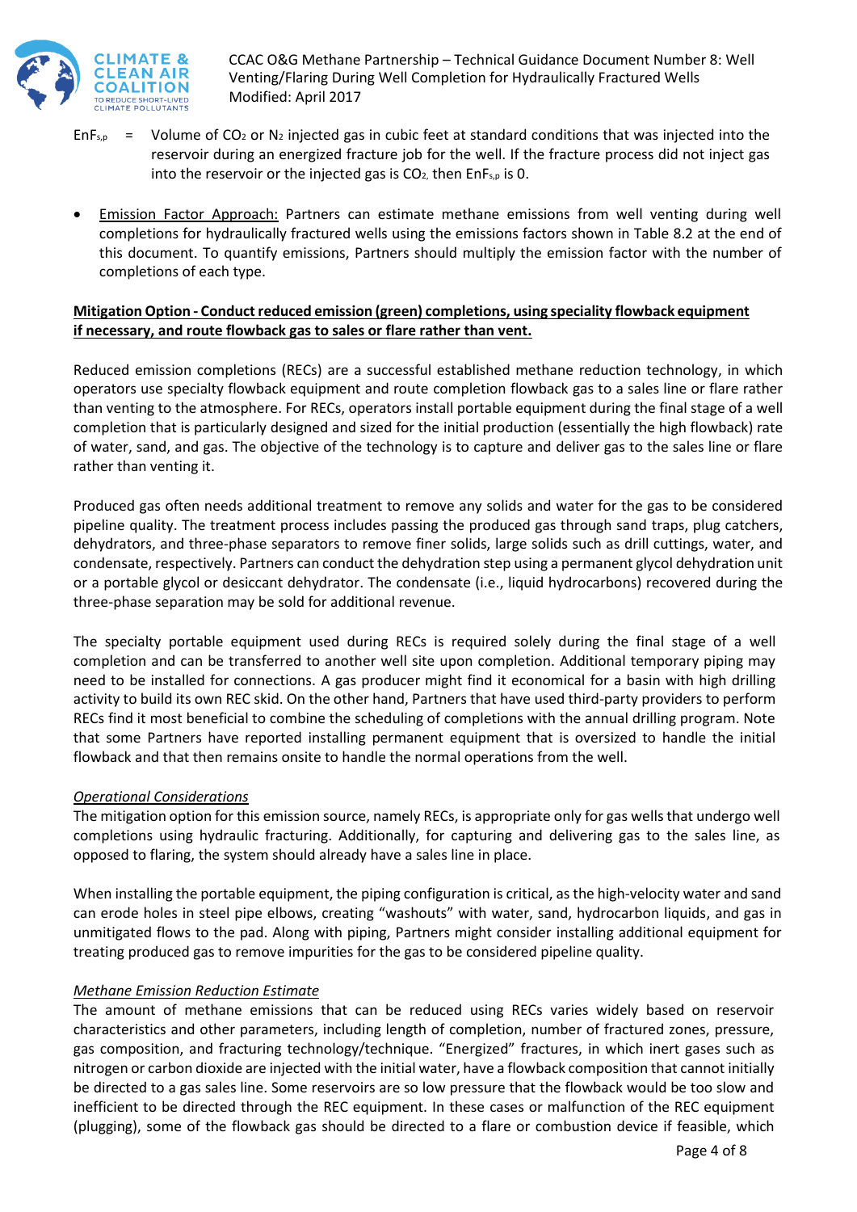$EnF_{s,p}$ = Volume of $CO_2$ or $N_2$ injected gas in cubic feet at standard conditions that was injected into the reservoir during an energized fracture job for the well. If the fracture process did not inject gas into the reservoir or the injected gas is $CO_2$, then $EnF_{s,p}$ is 0.

- Emission Factor Approach: Partners can estimate methane emissions from well venting during well completions for hydraulically fractured wells using the emissions factors shown in Table 8.2 at the end of this document. To quantify emissions, Partners should multiply the emission factor with the number of completions of each type.

**Mitigation Option - Conduct reduced emission (green) completions, using speciality flowback equipment if necessary, and route flowback gas to sales or flare rather than vent.**

Reduced emission completions (RECs) are a successful established methane reduction technology, in which operators use specialty flowback equipment and route completion flowback gas to a sales line or flare rather than venting to the atmosphere. For RECs, operators install portable equipment during the final stage of a well completion that is particularly designed and sized for the initial production (essentially the high flowback) rate of water, sand, and gas. The objective of the technology is to capture and deliver gas to the sales line or flare rather than venting it.

Produced gas often needs additional treatment to remove any solids and water for the gas to be considered pipeline quality. The treatment process includes passing the produced gas through sand traps, plug catchers, dehydrators, and three-phase separators to remove finer solids, large solids such as drill cuttings, water, and condensate, respectively. Partners can conduct the dehydration step using a permanent glycol dehydration unit or a portable glycol or desiccant dehydrator. The condensate (i.e., liquid hydrocarbons) recovered during the three-phase separation may be sold for additional revenue.

The specialty portable equipment used during RECs is required solely during the final stage of a well completion and can be transferred to another well site upon completion. Additional temporary piping may need to be installed for connections. A gas producer might find it economical for a basin with high drilling activity to build its own REC skid. On the other hand, Partners that have used third-party providers to perform RECs find it most beneficial to combine the scheduling of completions with the annual drilling program. Note that some Partners have reported installing permanent equipment that is oversized to handle the initial flowback and that then remains onsite to handle the normal operations from the well.

*Operational Considerations*

The mitigation option for this emission source, namely RECs, is appropriate only for gas wells that undergo well completions using hydraulic fracturing. Additionally, for capturing and delivering gas to the sales line, as opposed to flaring, the system should already have a sales line in place.

When installing the portable equipment, the piping configuration is critical, as the high-velocity water and sand can erode holes in steel pipe elbows, creating "washouts" with water, sand, hydrocarbon liquids, and gas in unmitigated flows to the pad. Along with piping, Partners might consider installing additional equipment for treating produced gas to remove impurities for the gas to be considered pipeline quality.

*Methane Emission Reduction Estimate*

The amount of methane emissions that can be reduced using RECs varies widely based on reservoir characteristics and other parameters, including length of completion, number of fractured zones, pressure, gas composition, and fracturing technology/technique. "Energized" fractures, in which inert gases such as nitrogen or carbon dioxide are injected with the initial water, have a flowback composition that cannot initially be directed to a gas sales line. Some reservoirs are so low pressure that the flowback would be too slow and inefficient to be directed through the REC equipment. In these cases or malfunction of the REC equipment (plugging), some of the flowback gas should be directed to a flare or combustion device if feasible, which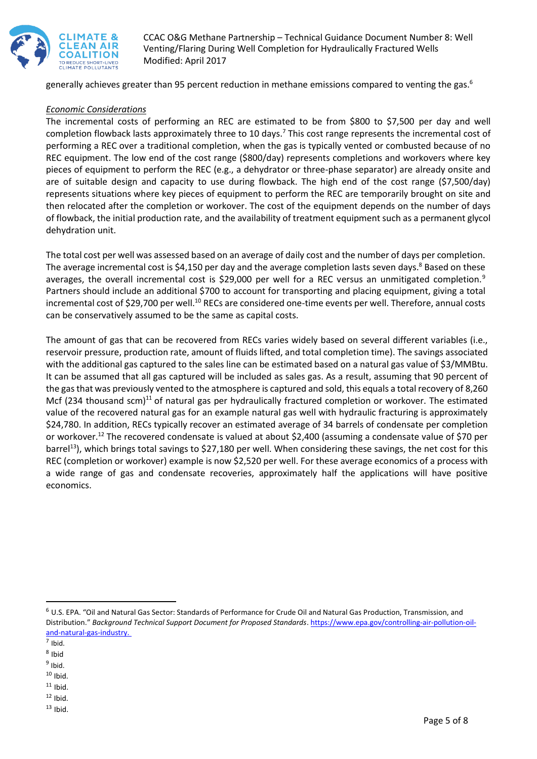generally achieves greater than 95 percent reduction in methane emissions compared to venting the gas.[6]

*Economic Considerations*

The incremental costs of performing an REC are estimated to be from \$800 to \$7,500 per day and well completion flowback lasts approximately three to 10 days.[7] This cost range represents the incremental cost of performing a REC over a traditional completion, when the gas is typically vented or combusted because of no REC equipment. The low end of the cost range (\$800/day) represents completions and workovers where key pieces of equipment to perform the REC (e.g., a dehydrator or three-phase separator) are already onsite and are of suitable design and capacity to use during flowback. The high end of the cost range (\$7,500/day) represents situations where key pieces of equipment to perform the REC are temporarily brought on site and then relocated after the completion or workover. The cost of the equipment depends on the number of days of flowback, the initial production rate, and the availability of treatment equipment such as a permanent glycol dehydration unit.

The total cost per well was assessed based on an average of daily cost and the number of days per completion. The average incremental cost is \$4,150 per day and the average completion lasts seven days.[8] Based on these averages, the overall incremental cost is \$29,000 per well for a REC versus an unmitigated completion.[9] Partners should include an additional \$700 to account for transporting and placing equipment, giving a total incremental cost of \$29,700 per well.[10] RECs are considered one-time events per well. Therefore, annual costs can be conservatively assumed to be the same as capital costs.

The amount of gas that can be recovered from RECs varies widely based on several different variables (i.e., reservoir pressure, production rate, amount of fluids lifted, and total completion time). The savings associated with the additional gas captured to the sales line can be estimated based on a natural gas value of \$3/MMBtu. It can be assumed that all gas captured will be included as sales gas. As a result, assuming that 90 percent of the gas that was previously vented to the atmosphere is captured and sold, this equals a total recovery of 8,260 Mcf (234 thousand scm)[11] of natural gas per hydraulically fractured completion or workover. The estimated value of the recovered natural gas for an example natural gas well with hydraulic fracturing is approximately \$24,780. In addition, RECs typically recover an estimated average of 34 barrels of condensate per completion or workover.[12] The recovered condensate is valued at about \$2,400 (assuming a condensate value of \$70 per barrel[13]), which brings total savings to \$27,180 per well. When considering these savings, the net cost for this REC (completion or workover) example is now \$2,520 per well. For these average economics of a process with a wide range of gas and condensate recoveries, approximately half the applications will have positive economics.

---

[6] U.S. EPA. "Oil and Natural Gas Sector: Standards of Performance for Crude Oil and Natural Gas Production, Transmission, and Distribution." *Background Technical Support Document for Proposed Standards*. https://www.epa.gov/controlling-air-pollution-oil-and-natural-gas-industry.

[7] Ibid.

[8] Ibid

[9] Ibid.

[10] Ibid.

[11] Ibid.

[12] Ibid.

[13] Ibid.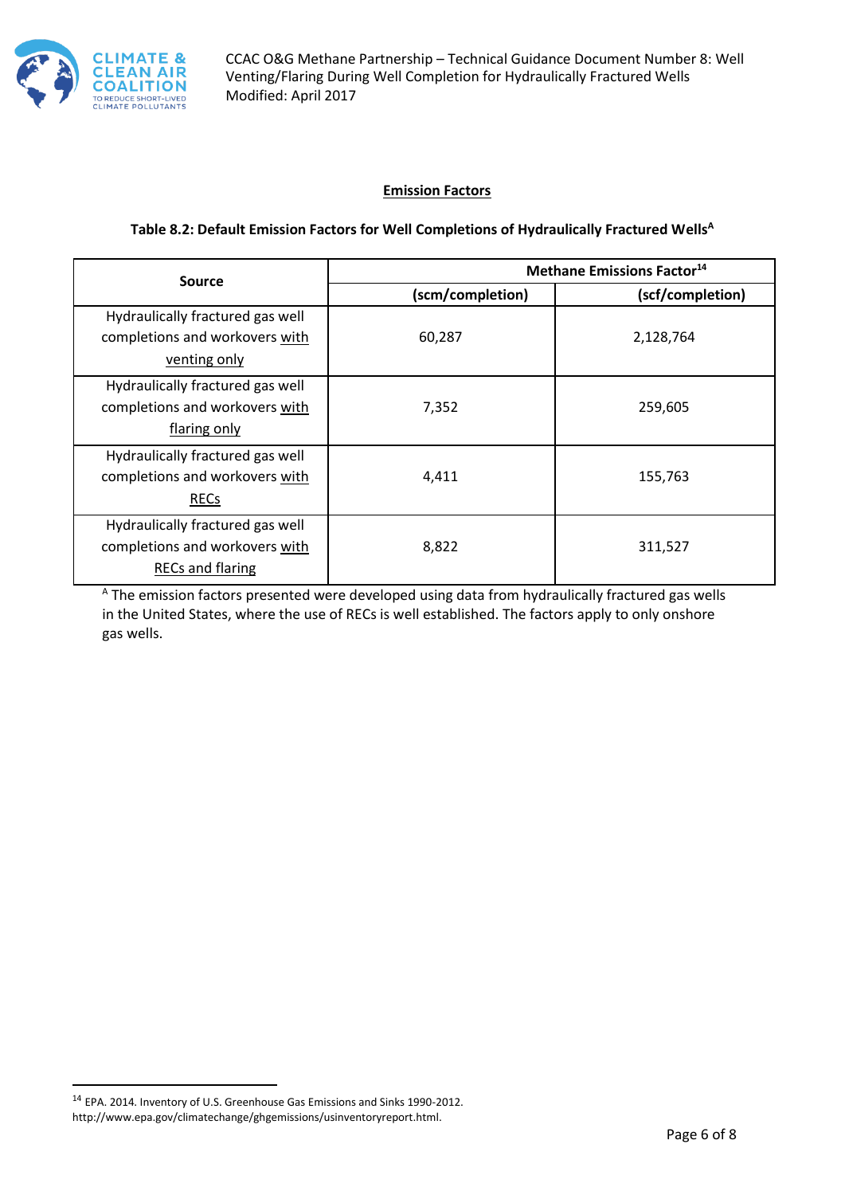**Emission Factors**

**Table 8.2: Default Emission Factors for Well Completions of Hydraulically Fractured Wells[A]**

| Source | Methane Emissions Factor[14] | |
|---|---|---|
| | (scm/completion) | (scf/completion) |
| Hydraulically fractured gas well completions and workovers with venting only | 60,287 | 2,128,764 |
| Hydraulically fractured gas well completions and workovers with flaring only | 7,352 | 259,605 |
| Hydraulically fractured gas well completions and workovers with RECs | 4,411 | 155,763 |
| Hydraulically fractured gas well completions and workovers with RECs and flaring | 8,822 | 311,527 |

[A] The emission factors presented were developed using data from hydraulically fractured gas wells in the United States, where the use of RECs is well established. The factors apply to only onshore gas wells.

---

[14] EPA. 2014. Inventory of U.S. Greenhouse Gas Emissions and Sinks 1990-2012. http://www.epa.gov/climatechange/ghgemissions/usinventoryreport.html.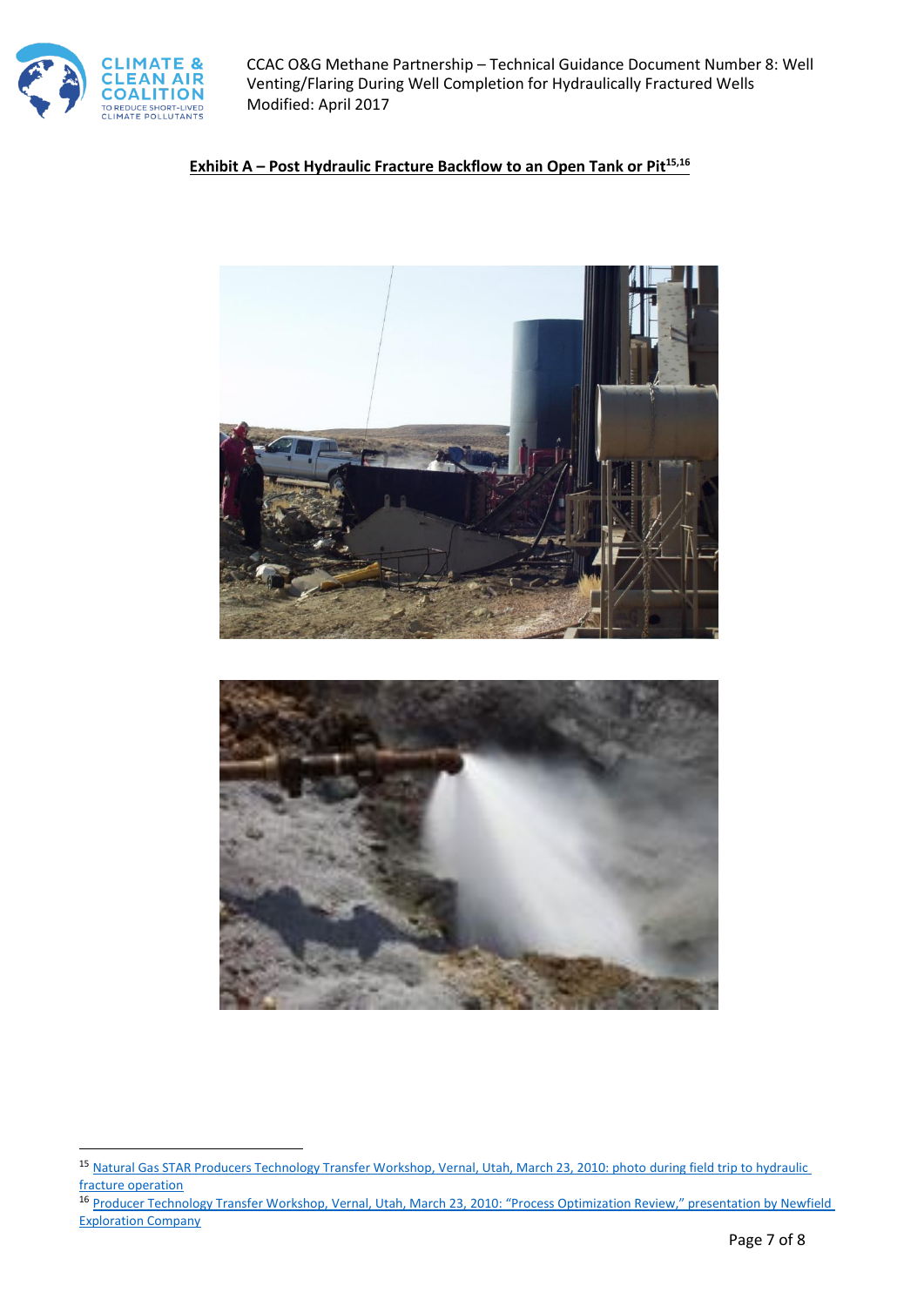**Exhibit A – Post Hydraulic Fracture Backflow to an Open Tank or Pit[15,16]**

[15] Natural Gas STAR Producers Technology Transfer Workshop, Vernal, Utah, March 23, 2010: photo during field trip to hydraulic fracture operation

[16] Producer Technology Transfer Workshop, Vernal, Utah, March 23, 2010: "Process Optimization Review," presentation by Newfield Exploration Company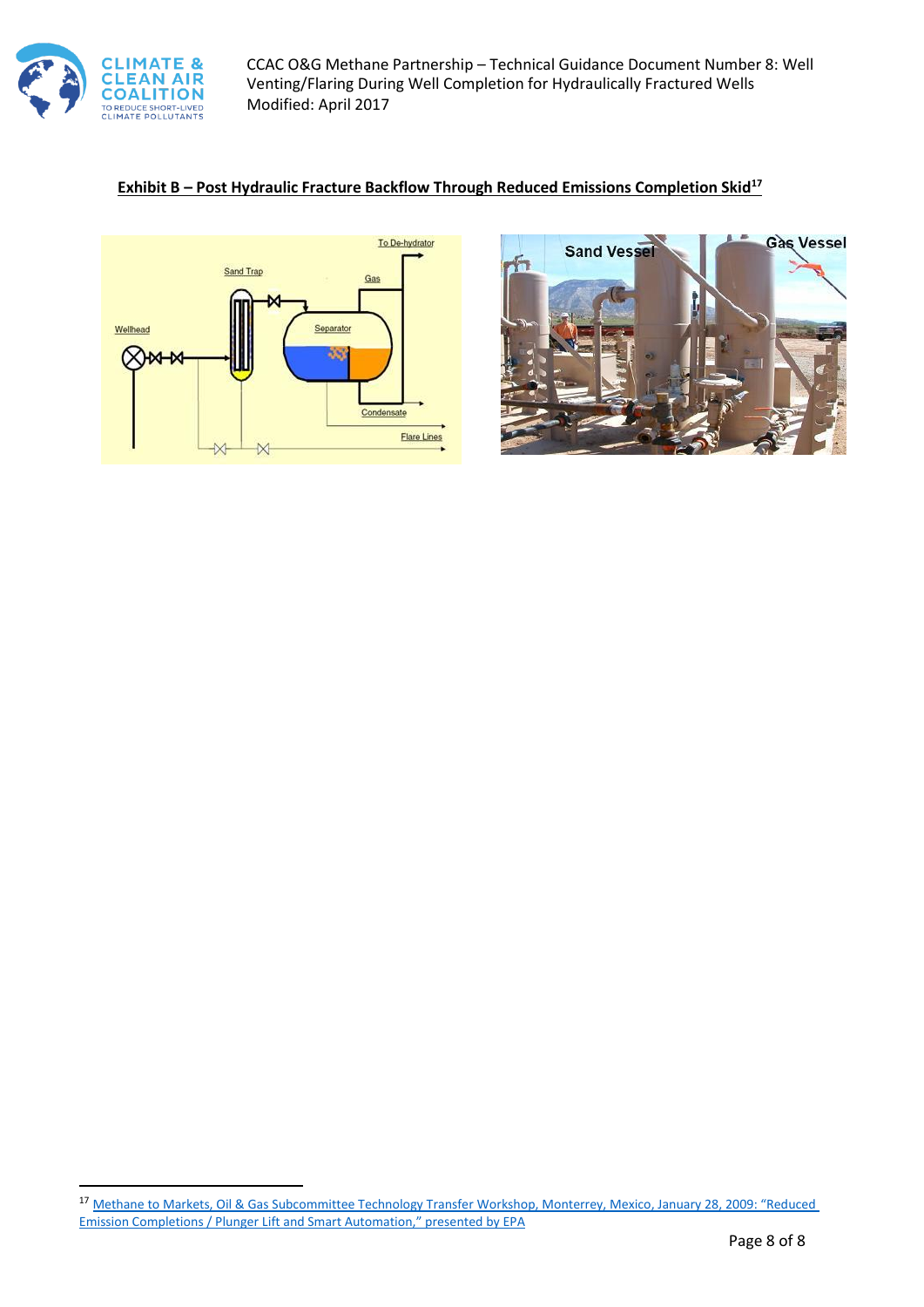**Exhibit B – Post Hydraulic Fracture Backflow Through Reduced Emissions Completion Skid**[17]

To De-hydrator

Sand Trap

Gas

Wellhead

Separator

Condensate

Flare Lines

Sand Vessel

Gas Vessel

[17] Methane to Markets, Oil & Gas Subcommittee Technology Transfer Workshop, Monterrey, Mexico, January 28, 2009: "Reduced Emission Completions / Plunger Lift and Smart Automation," presented by EPA